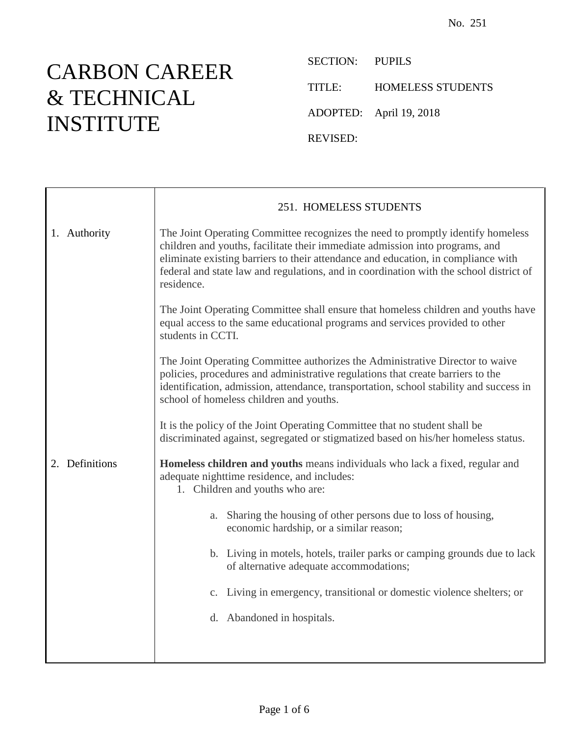No. 251

# CARBON CAREER & TECHNICAL INSTITUTE

SECTION: PUPILS

TITLE: HOMELESS STUDENTS

ADOPTED: April 19, 2018

REVISED:

## 251. HOMELESS STUDENTS

### 1. Authority

The Joint Operating Committee recognizes the need to promptly identify homeless children and youths, facilitate their immediate admission into programs, and eliminate existing barriers to their attendance and education, in compliance with federal and state law and regulations, and in coordination with the school district of residence.

The Joint Operating Committee shall ensure that homeless children and youths have equal access to the same educational programs and services provided to other students in CCTI.

The Joint Operating Committee authorizes the Administrative Director to waive policies, procedures and administrative regulations that create barriers to the identification, admission, attendance, transportation, school stability and success in school of homeless children and youths.

It is the policy of the Joint Operating Committee that no student shall be discriminated against, segregated or stigmatized based on his/her homeless status.

### 2. Definitions

**Homeless children and youths** means individuals who lack a fixed, regular and adequate nighttime residence, and includes:

1. Children and youths who are:

    a. Sharing the housing of other persons due to loss of housing, economic hardship, or a similar reason;

    b. Living in motels, hotels, trailer parks or camping grounds due to lack of alternative adequate accommodations;

    c. Living in emergency, transitional or domestic violence shelters; or

    d. Abandoned in hospitals.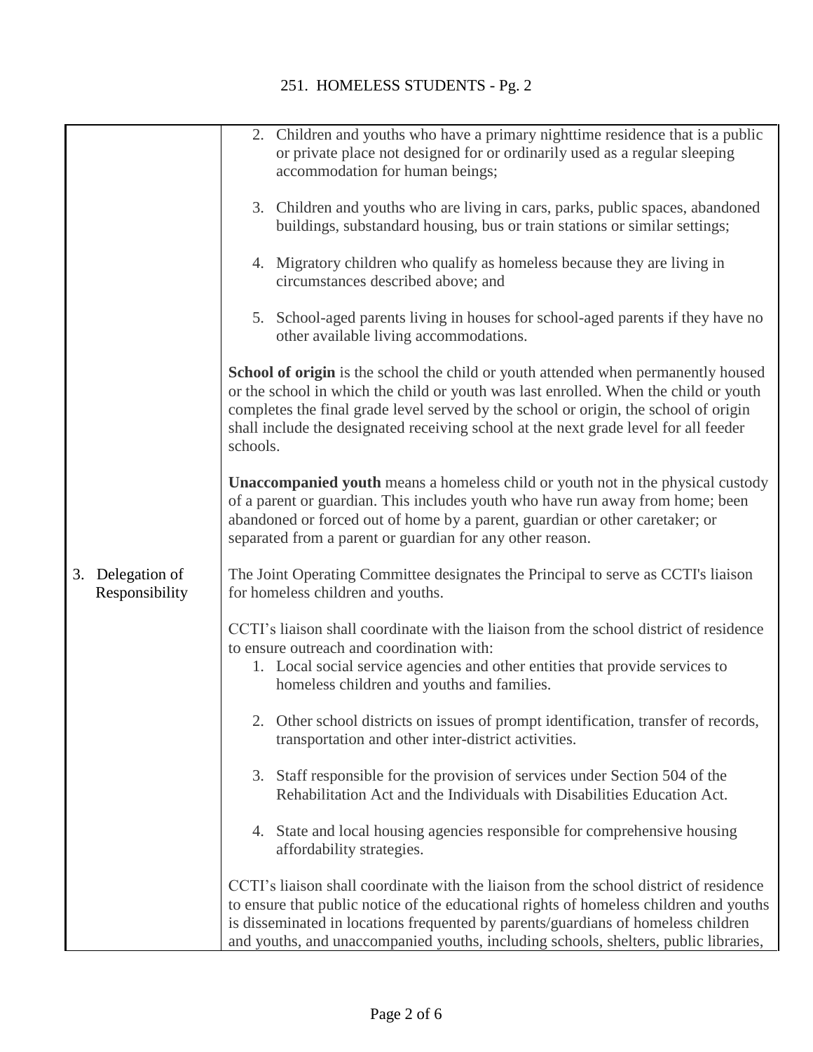2. Children and youths who have a primary nighttime residence that is a public or private place not designed for or ordinarily used as a regular sleeping accommodation for human beings;

3. Children and youths who are living in cars, parks, public spaces, abandoned buildings, substandard housing, bus or train stations or similar settings;

4. Migratory children who qualify as homeless because they are living in circumstances described above; and

5. School-aged parents living in houses for school-aged parents if they have no other available living accommodations.

**School of origin** is the school the child or youth attended when permanently housed or the school in which the child or youth was last enrolled. When the child or youth completes the final grade level served by the school or origin, the school of origin shall include the designated receiving school at the next grade level for all feeder schools.

**Unaccompanied youth** means a homeless child or youth not in the physical custody of a parent or guardian. This includes youth who have run away from home; been abandoned or forced out of home by a parent, guardian or other caretaker; or separated from a parent or guardian for any other reason.

## 3. Delegation of Responsibility

The Joint Operating Committee designates the Principal to serve as CCTI's liaison for homeless children and youths.

CCTI's liaison shall coordinate with the liaison from the school district of residence to ensure outreach and coordination with:

1. Local social service agencies and other entities that provide services to homeless children and youths and families.

2. Other school districts on issues of prompt identification, transfer of records, transportation and other inter-district activities.

3. Staff responsible for the provision of services under Section 504 of the Rehabilitation Act and the Individuals with Disabilities Education Act.

4. State and local housing agencies responsible for comprehensive housing affordability strategies.

CCTI's liaison shall coordinate with the liaison from the school district of residence to ensure that public notice of the educational rights of homeless children and youths is disseminated in locations frequented by parents/guardians of homeless children and youths, and unaccompanied youths, including schools, shelters, public libraries,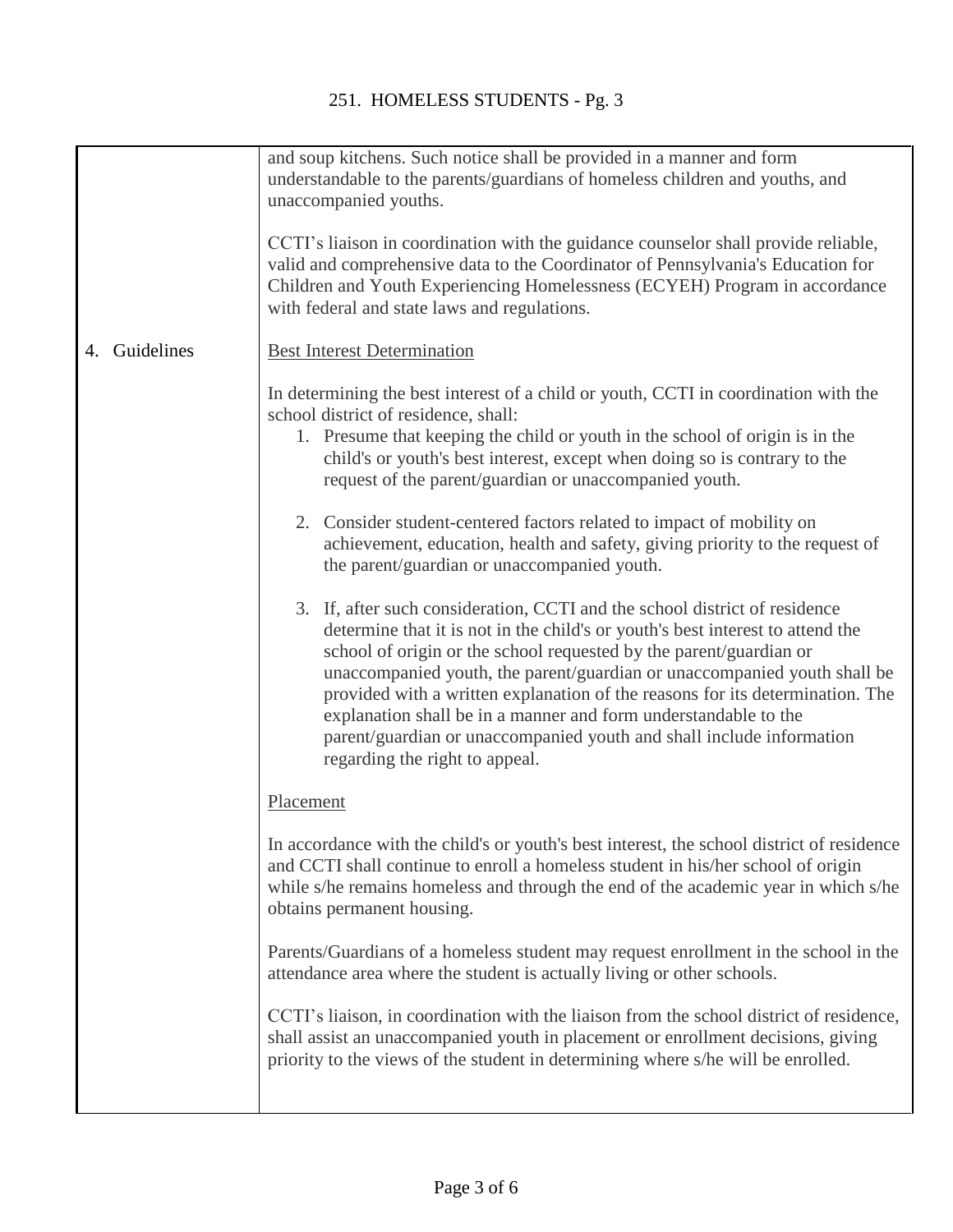and soup kitchens. Such notice shall be provided in a manner and form understandable to the parents/guardians of homeless children and youths, and unaccompanied youths.

CCTI's liaison in coordination with the guidance counselor shall provide reliable, valid and comprehensive data to the Coordinator of Pennsylvania's Education for Children and Youth Experiencing Homelessness (ECYEH) Program in accordance with federal and state laws and regulations.

## 4. Guidelines

Best Interest Determination

In determining the best interest of a child or youth, CCTI in coordination with the school district of residence, shall:

1. Presume that keeping the child or youth in the school of origin is in the child's or youth's best interest, except when doing so is contrary to the request of the parent/guardian or unaccompanied youth.

2. Consider student-centered factors related to impact of mobility on achievement, education, health and safety, giving priority to the request of the parent/guardian or unaccompanied youth.

3. If, after such consideration, CCTI and the school district of residence determine that it is not in the child's or youth's best interest to attend the school of origin or the school requested by the parent/guardian or unaccompanied youth, the parent/guardian or unaccompanied youth shall be provided with a written explanation of the reasons for its determination. The explanation shall be in a manner and form understandable to the parent/guardian or unaccompanied youth and shall include information regarding the right to appeal.

Placement

In accordance with the child's or youth's best interest, the school district of residence and CCTI shall continue to enroll a homeless student in his/her school of origin while s/he remains homeless and through the end of the academic year in which s/he obtains permanent housing.

Parents/Guardians of a homeless student may request enrollment in the school in the attendance area where the student is actually living or other schools.

CCTI's liaison, in coordination with the liaison from the school district of residence, shall assist an unaccompanied youth in placement or enrollment decisions, giving priority to the views of the student in determining where s/he will be enrolled.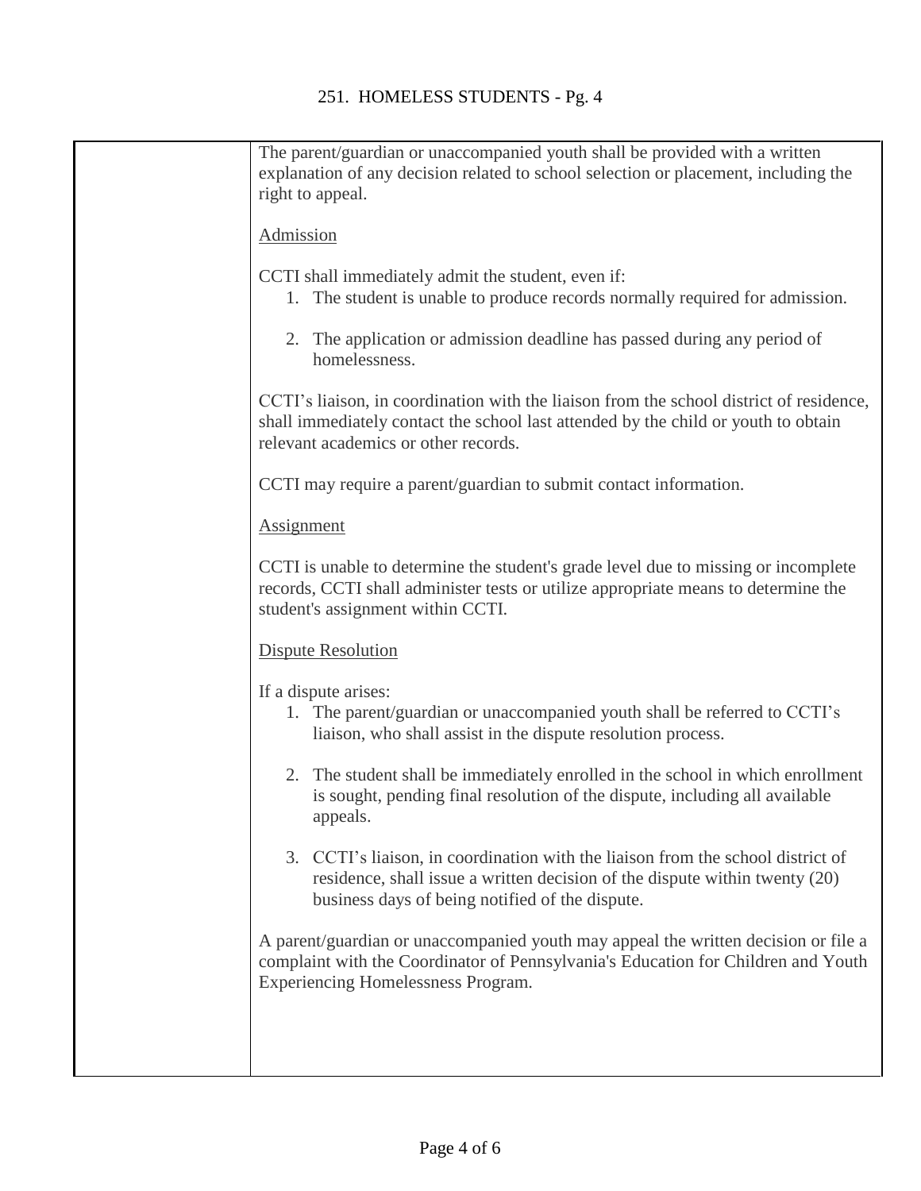The parent/guardian or unaccompanied youth shall be provided with a written explanation of any decision related to school selection or placement, including the right to appeal.

Admission

CCTI shall immediately admit the student, even if:

1. The student is unable to produce records normally required for admission.

2. The application or admission deadline has passed during any period of homelessness.

CCTI's liaison, in coordination with the liaison from the school district of residence, shall immediately contact the school last attended by the child or youth to obtain relevant academics or other records.

CCTI may require a parent/guardian to submit contact information.

Assignment

CCTI is unable to determine the student's grade level due to missing or incomplete records, CCTI shall administer tests or utilize appropriate means to determine the student's assignment within CCTI.

Dispute Resolution

If a dispute arises:

1. The parent/guardian or unaccompanied youth shall be referred to CCTI's liaison, who shall assist in the dispute resolution process.

2. The student shall be immediately enrolled in the school in which enrollment is sought, pending final resolution of the dispute, including all available appeals.

3. CCTI's liaison, in coordination with the liaison from the school district of residence, shall issue a written decision of the dispute within twenty (20) business days of being notified of the dispute.

A parent/guardian or unaccompanied youth may appeal the written decision or file a complaint with the Coordinator of Pennsylvania's Education for Children and Youth Experiencing Homelessness Program.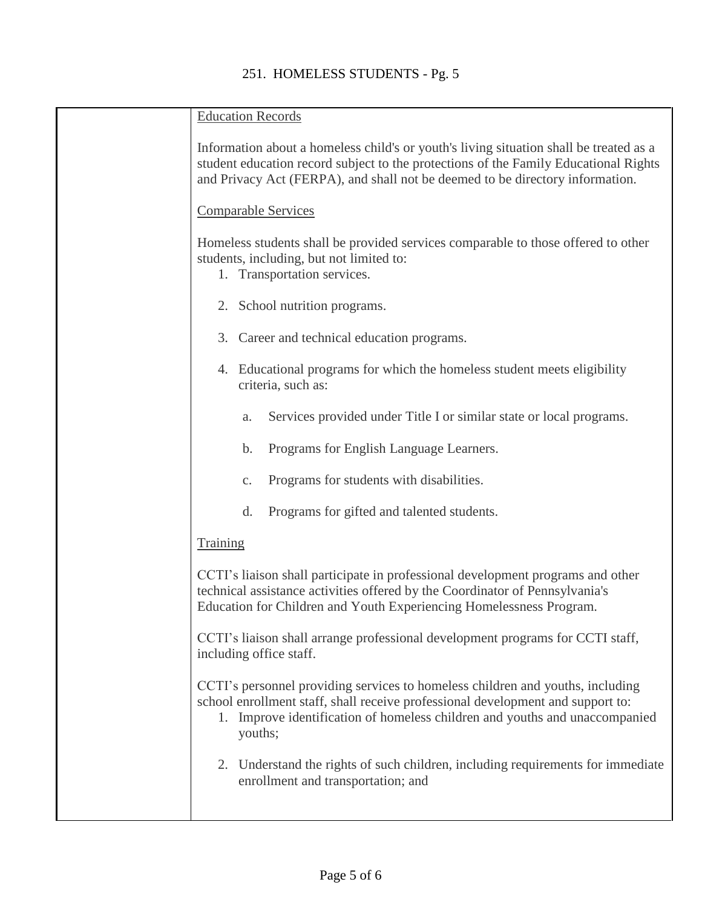## Education Records

Information about a homeless child's or youth's living situation shall be treated as a student education record subject to the protections of the Family Educational Rights and Privacy Act (FERPA), and shall not be deemed to be directory information.

## Comparable Services

Homeless students shall be provided services comparable to those offered to other students, including, but not limited to:

1. Transportation services.

2. School nutrition programs.

3. Career and technical education programs.

4. Educational programs for which the homeless student meets eligibility criteria, such as:

    a. Services provided under Title I or similar state or local programs.

    b. Programs for English Language Learners.

    c. Programs for students with disabilities.

    d. Programs for gifted and talented students.

## Training

CCTI's liaison shall participate in professional development programs and other technical assistance activities offered by the Coordinator of Pennsylvania's Education for Children and Youth Experiencing Homelessness Program.

CCTI's liaison shall arrange professional development programs for CCTI staff, including office staff.

CCTI's personnel providing services to homeless children and youths, including school enrollment staff, shall receive professional development and support to:

1. Improve identification of homeless children and youths and unaccompanied youths;

2. Understand the rights of such children, including requirements for immediate enrollment and transportation; and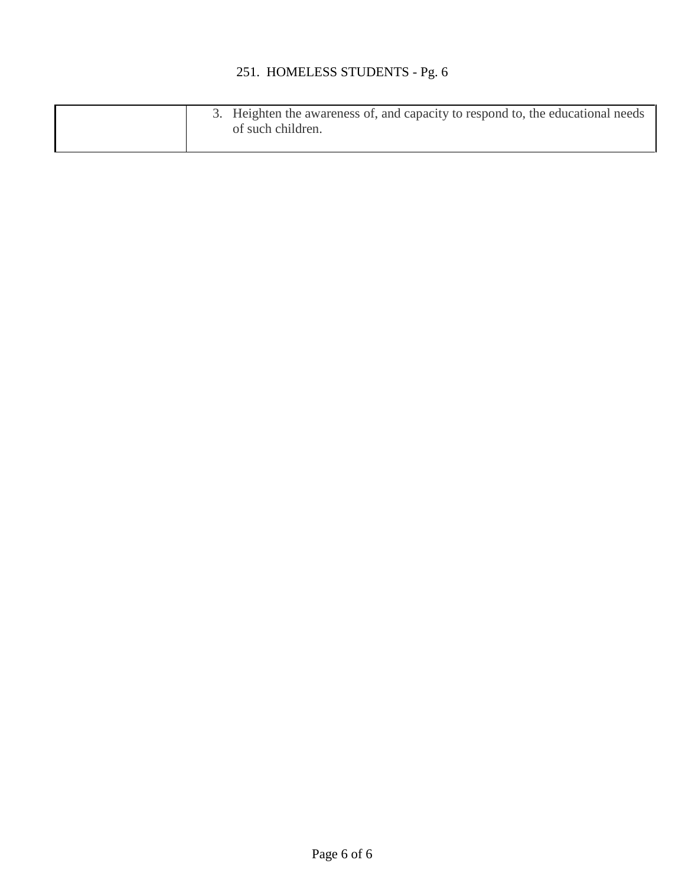| | |
|---|---|
| | 3. Heighten the awareness of, and capacity to respond to, the educational needs of such children. |